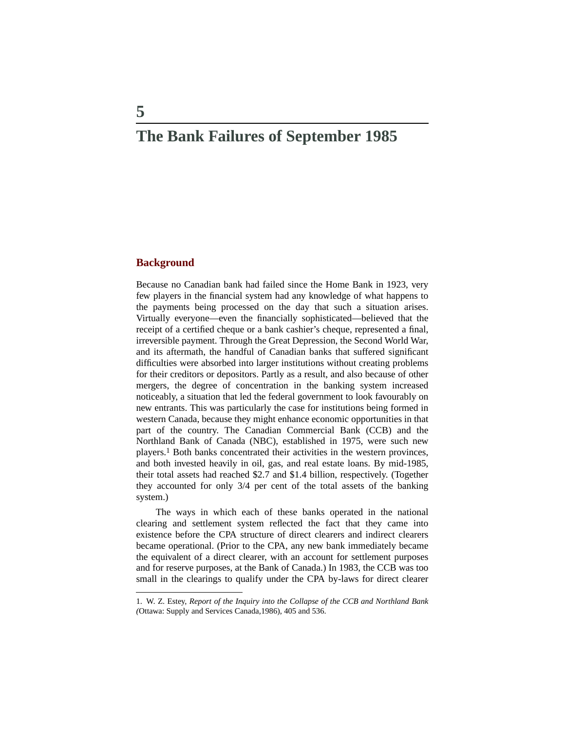# 5

# The Bank Failures of September 1985

## Background

Because no Canadian bank had failed since the Home Bank in 1923, very few players in the financial system had any knowledge of what happens to the payments being processed on the day that such a situation arises. Virtually everyone—even the financially sophisticated—believed that the receipt of a certified cheque or a bank cashier's cheque, represented a final, irreversible payment. Through the Great Depression, the Second World War, and its aftermath, the handful of Canadian banks that suffered significant difficulties were absorbed into larger institutions without creating problems for their creditors or depositors. Partly as a result, and also because of other mergers, the degree of concentration in the banking system increased noticeably, a situation that led the federal government to look favourably on new entrants. This was particularly the case for institutions being formed in western Canada, because they might enhance economic opportunities in that part of the country. The Canadian Commercial Bank (CCB) and the Northland Bank of Canada (NBC), established in 1975, were such new players.[1] Both banks concentrated their activities in the western provinces, and both invested heavily in oil, gas, and real estate loans. By mid-1985, their total assets had reached \$2.7 and \$1.4 billion, respectively. (Together they accounted for only 3/4 per cent of the total assets of the banking system.)

The ways in which each of these banks operated in the national clearing and settlement system reflected the fact that they came into existence before the CPA structure of direct clearers and indirect clearers became operational. (Prior to the CPA, any new bank immediately became the equivalent of a direct clearer, with an account for settlement purposes and for reserve purposes, at the Bank of Canada.) In 1983, the CCB was too small in the clearings to qualify under the CPA by-laws for direct clearer

---

1. W. Z. Estey, *Report of the Inquiry into the Collapse of the CCB and Northland Bank (*Ottawa: Supply and Services Canada,1986), 405 and 536.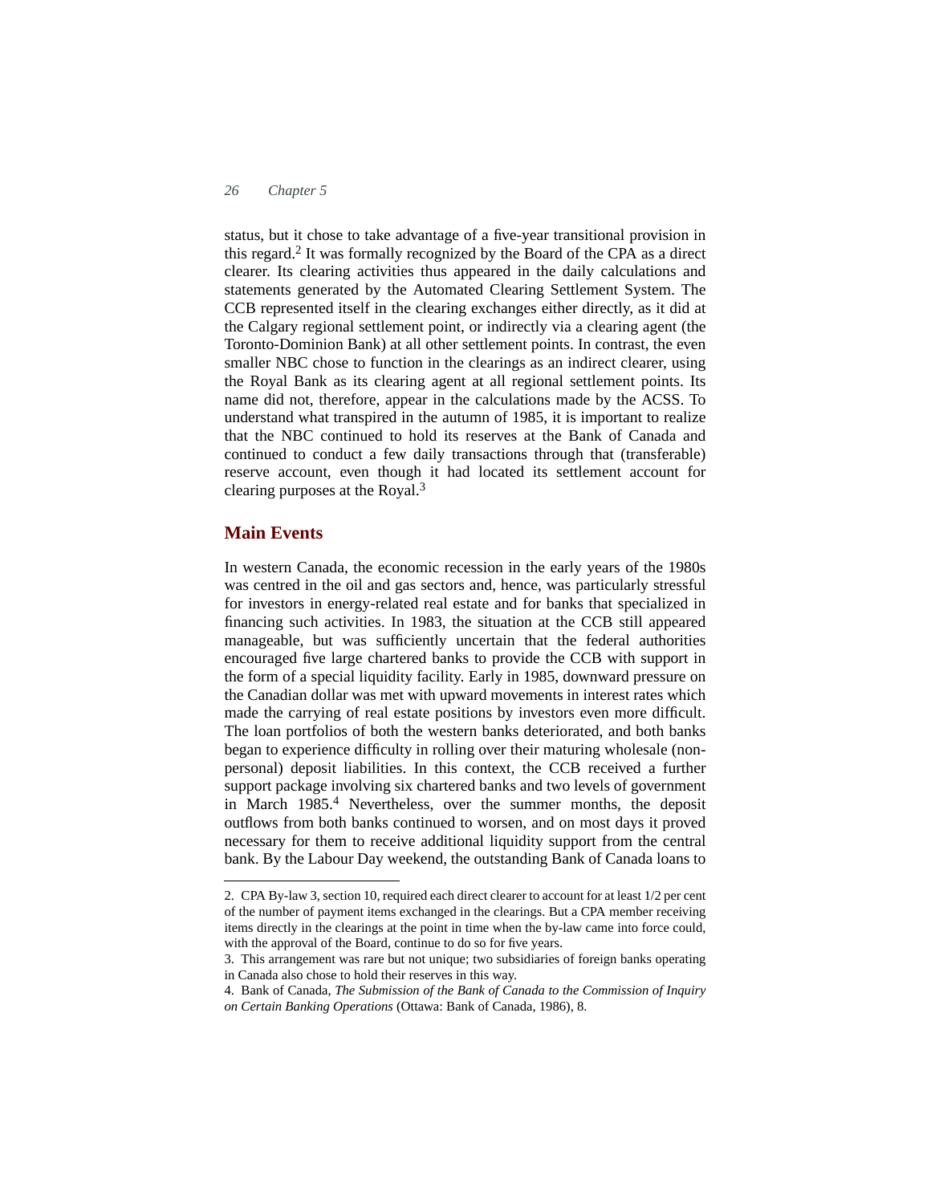status, but it chose to take advantage of a five-year transitional provision in this regard.[2] It was formally recognized by the Board of the CPA as a direct clearer. Its clearing activities thus appeared in the daily calculations and statements generated by the Automated Clearing Settlement System. The CCB represented itself in the clearing exchanges either directly, as it did at the Calgary regional settlement point, or indirectly via a clearing agent (the Toronto-Dominion Bank) at all other settlement points. In contrast, the even smaller NBC chose to function in the clearings as an indirect clearer, using the Royal Bank as its clearing agent at all regional settlement points. Its name did not, therefore, appear in the calculations made by the ACSS. To understand what transpired in the autumn of 1985, it is important to realize that the NBC continued to hold its reserves at the Bank of Canada and continued to conduct a few daily transactions through that (transferable) reserve account, even though it had located its settlement account for clearing purposes at the Royal.[3]

## Main Events

In western Canada, the economic recession in the early years of the 1980s was centred in the oil and gas sectors and, hence, was particularly stressful for investors in energy-related real estate and for banks that specialized in financing such activities. In 1983, the situation at the CCB still appeared manageable, but was sufficiently uncertain that the federal authorities encouraged five large chartered banks to provide the CCB with support in the form of a special liquidity facility. Early in 1985, downward pressure on the Canadian dollar was met with upward movements in interest rates which made the carrying of real estate positions by investors even more difficult. The loan portfolios of both the western banks deteriorated, and both banks began to experience difficulty in rolling over their maturing wholesale (non-personal) deposit liabilities. In this context, the CCB received a further support package involving six chartered banks and two levels of government in March 1985.[4] Nevertheless, over the summer months, the deposit outflows from both banks continued to worsen, and on most days it proved necessary for them to receive additional liquidity support from the central bank. By the Labour Day weekend, the outstanding Bank of Canada loans to

---

2. CPA By-law 3, section 10, required each direct clearer to account for at least 1/2 per cent of the number of payment items exchanged in the clearings. But a CPA member receiving items directly in the clearings at the point in time when the by-law came into force could, with the approval of the Board, continue to do so for five years.

3. This arrangement was rare but not unique; two subsidiaries of foreign banks operating in Canada also chose to hold their reserves in this way.

4. Bank of Canada, *The Submission of the Bank of Canada to the Commission of Inquiry on Certain Banking Operations* (Ottawa: Bank of Canada, 1986), 8.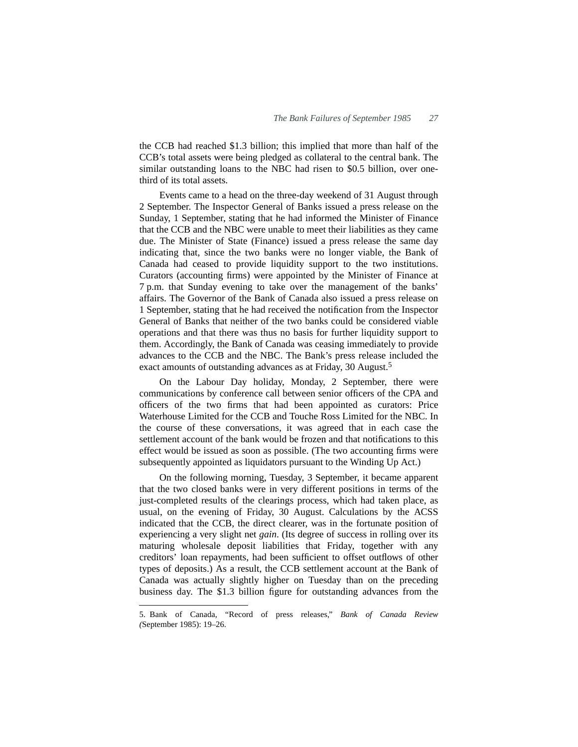the CCB had reached \$1.3 billion; this implied that more than half of the CCB's total assets were being pledged as collateral to the central bank. The similar outstanding loans to the NBC had risen to \$0.5 billion, over one-third of its total assets.

Events came to a head on the three-day weekend of 31 August through 2 September. The Inspector General of Banks issued a press release on the Sunday, 1 September, stating that he had informed the Minister of Finance that the CCB and the NBC were unable to meet their liabilities as they came due. The Minister of State (Finance) issued a press release the same day indicating that, since the two banks were no longer viable, the Bank of Canada had ceased to provide liquidity support to the two institutions. Curators (accounting firms) were appointed by the Minister of Finance at 7 p.m. that Sunday evening to take over the management of the banks' affairs. The Governor of the Bank of Canada also issued a press release on 1 September, stating that he had received the notification from the Inspector General of Banks that neither of the two banks could be considered viable operations and that there was thus no basis for further liquidity support to them. Accordingly, the Bank of Canada was ceasing immediately to provide advances to the CCB and the NBC. The Bank's press release included the exact amounts of outstanding advances as at Friday, 30 August.[5]

On the Labour Day holiday, Monday, 2 September, there were communications by conference call between senior officers of the CPA and officers of the two firms that had been appointed as curators: Price Waterhouse Limited for the CCB and Touche Ross Limited for the NBC. In the course of these conversations, it was agreed that in each case the settlement account of the bank would be frozen and that notifications to this effect would be issued as soon as possible. (The two accounting firms were subsequently appointed as liquidators pursuant to the Winding Up Act.)

On the following morning, Tuesday, 3 September, it became apparent that the two closed banks were in very different positions in terms of the just-completed results of the clearings process, which had taken place, as usual, on the evening of Friday, 30 August. Calculations by the ACSS indicated that the CCB, the direct clearer, was in the fortunate position of experiencing a very slight net *gain*. (Its degree of success in rolling over its maturing wholesale deposit liabilities that Friday, together with any creditors' loan repayments, had been sufficient to offset outflows of other types of deposits.) As a result, the CCB settlement account at the Bank of Canada was actually slightly higher on Tuesday than on the preceding business day. The \$1.3 billion figure for outstanding advances from the

5. Bank of Canada, "Record of press releases," *Bank of Canada Review* (September 1985): 19–26.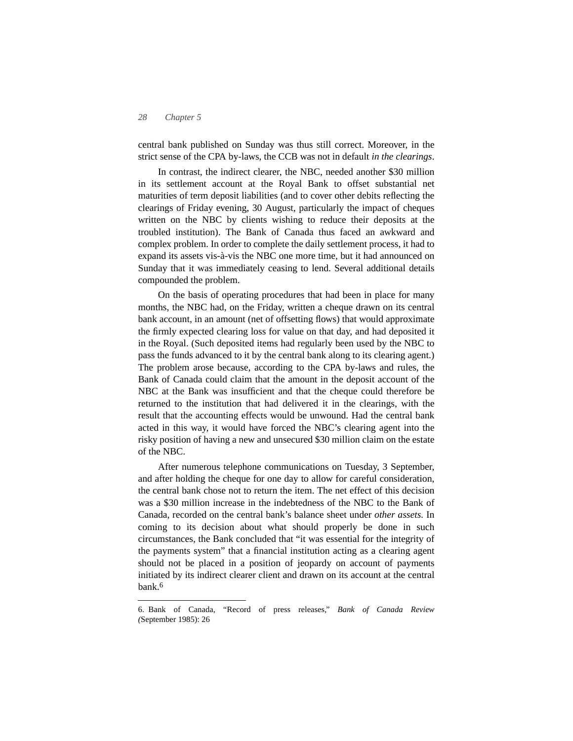central bank published on Sunday was thus still correct. Moreover, in the strict sense of the CPA by-laws, the CCB was not in default *in the clearings*.

In contrast, the indirect clearer, the NBC, needed another $30 million in its settlement account at the Royal Bank to offset substantial net maturities of term deposit liabilities (and to cover other debits reflecting the clearings of Friday evening, 30 August, particularly the impact of cheques written on the NBC by clients wishing to reduce their deposits at the troubled institution). The Bank of Canada thus faced an awkward and complex problem. In order to complete the daily settlement process, it had to expand its assets vis-à-vis the NBC one more time, but it had announced on Sunday that it was immediately ceasing to lend. Several additional details compounded the problem.

On the basis of operating procedures that had been in place for many months, the NBC had, on the Friday, written a cheque drawn on its central bank account, in an amount (net of offsetting flows) that would approximate the firmly expected clearing loss for value on that day, and had deposited it in the Royal. (Such deposited items had regularly been used by the NBC to pass the funds advanced to it by the central bank along to its clearing agent.) The problem arose because, according to the CPA by-laws and rules, the Bank of Canada could claim that the amount in the deposit account of the NBC at the Bank was insufficient and that the cheque could therefore be returned to the institution that had delivered it in the clearings, with the result that the accounting effects would be unwound. Had the central bank acted in this way, it would have forced the NBC's clearing agent into the risky position of having a new and unsecured $30 million claim on the estate of the NBC.

After numerous telephone communications on Tuesday, 3 September, and after holding the cheque for one day to allow for careful consideration, the central bank chose not to return the item. The net effect of this decision was a $30 million increase in the indebtedness of the NBC to the Bank of Canada, recorded on the central bank's balance sheet under *other assets.* In coming to its decision about what should properly be done in such circumstances, the Bank concluded that "it was essential for the integrity of the payments system" that a financial institution acting as a clearing agent should not be placed in a position of jeopardy on account of payments initiated by its indirect clearer client and drawn on its account at the central bank.[6]

---

6. Bank of Canada, "Record of press releases," *Bank of Canada Review (*September 1985): 26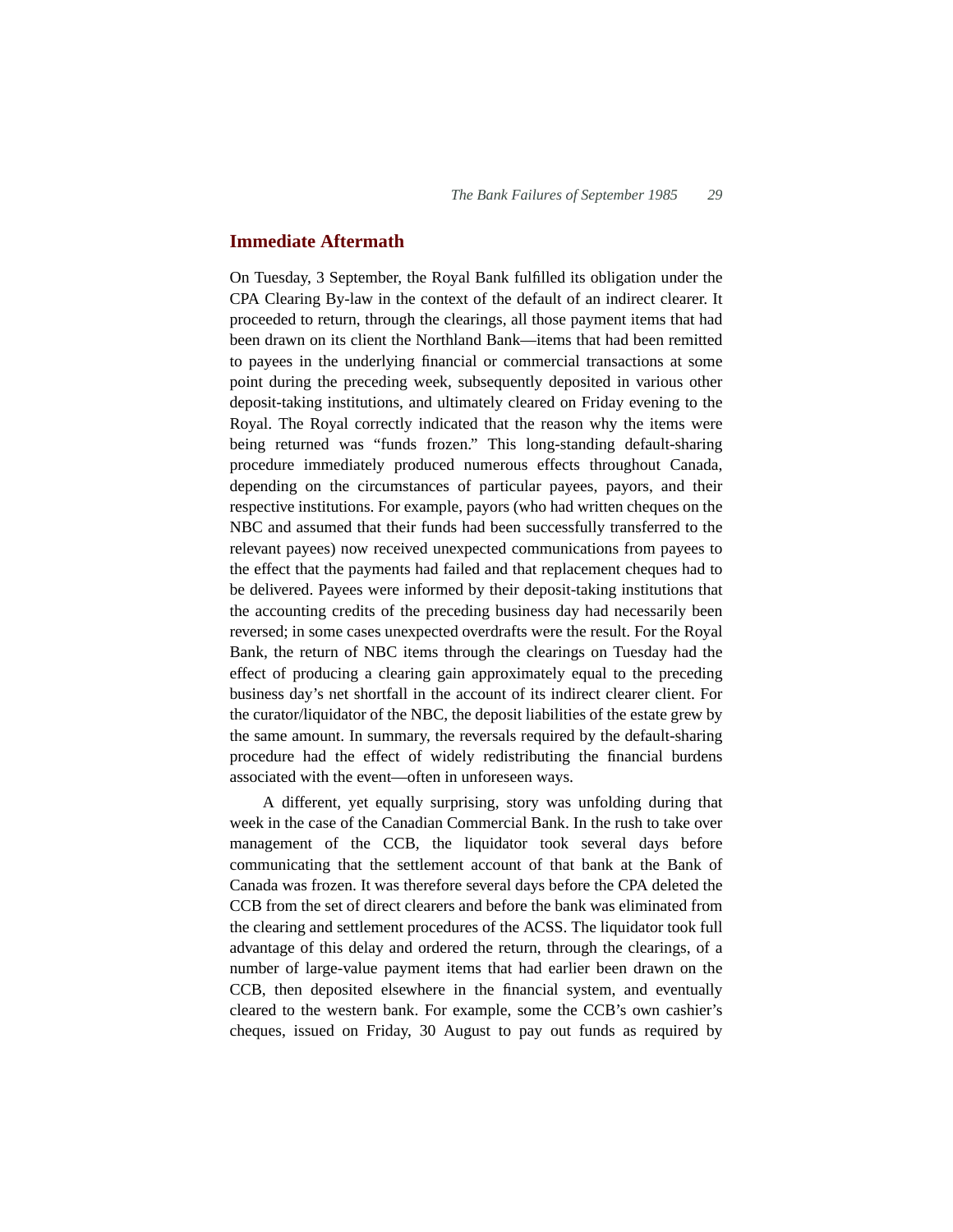## Immediate Aftermath

On Tuesday, 3 September, the Royal Bank fulfilled its obligation under the CPA Clearing By-law in the context of the default of an indirect clearer. It proceeded to return, through the clearings, all those payment items that had been drawn on its client the Northland Bank—items that had been remitted to payees in the underlying financial or commercial transactions at some point during the preceding week, subsequently deposited in various other deposit-taking institutions, and ultimately cleared on Friday evening to the Royal. The Royal correctly indicated that the reason why the items were being returned was "funds frozen." This long-standing default-sharing procedure immediately produced numerous effects throughout Canada, depending on the circumstances of particular payees, payors, and their respective institutions. For example, payors (who had written cheques on the NBC and assumed that their funds had been successfully transferred to the relevant payees) now received unexpected communications from payees to the effect that the payments had failed and that replacement cheques had to be delivered. Payees were informed by their deposit-taking institutions that the accounting credits of the preceding business day had necessarily been reversed; in some cases unexpected overdrafts were the result. For the Royal Bank, the return of NBC items through the clearings on Tuesday had the effect of producing a clearing gain approximately equal to the preceding business day's net shortfall in the account of its indirect clearer client. For the curator/liquidator of the NBC, the deposit liabilities of the estate grew by the same amount. In summary, the reversals required by the default-sharing procedure had the effect of widely redistributing the financial burdens associated with the event—often in unforeseen ways.

A different, yet equally surprising, story was unfolding during that week in the case of the Canadian Commercial Bank. In the rush to take over management of the CCB, the liquidator took several days before communicating that the settlement account of that bank at the Bank of Canada was frozen. It was therefore several days before the CPA deleted the CCB from the set of direct clearers and before the bank was eliminated from the clearing and settlement procedures of the ACSS. The liquidator took full advantage of this delay and ordered the return, through the clearings, of a number of large-value payment items that had earlier been drawn on the CCB, then deposited elsewhere in the financial system, and eventually cleared to the western bank. For example, some the CCB's own cashier's cheques, issued on Friday, 30 August to pay out funds as required by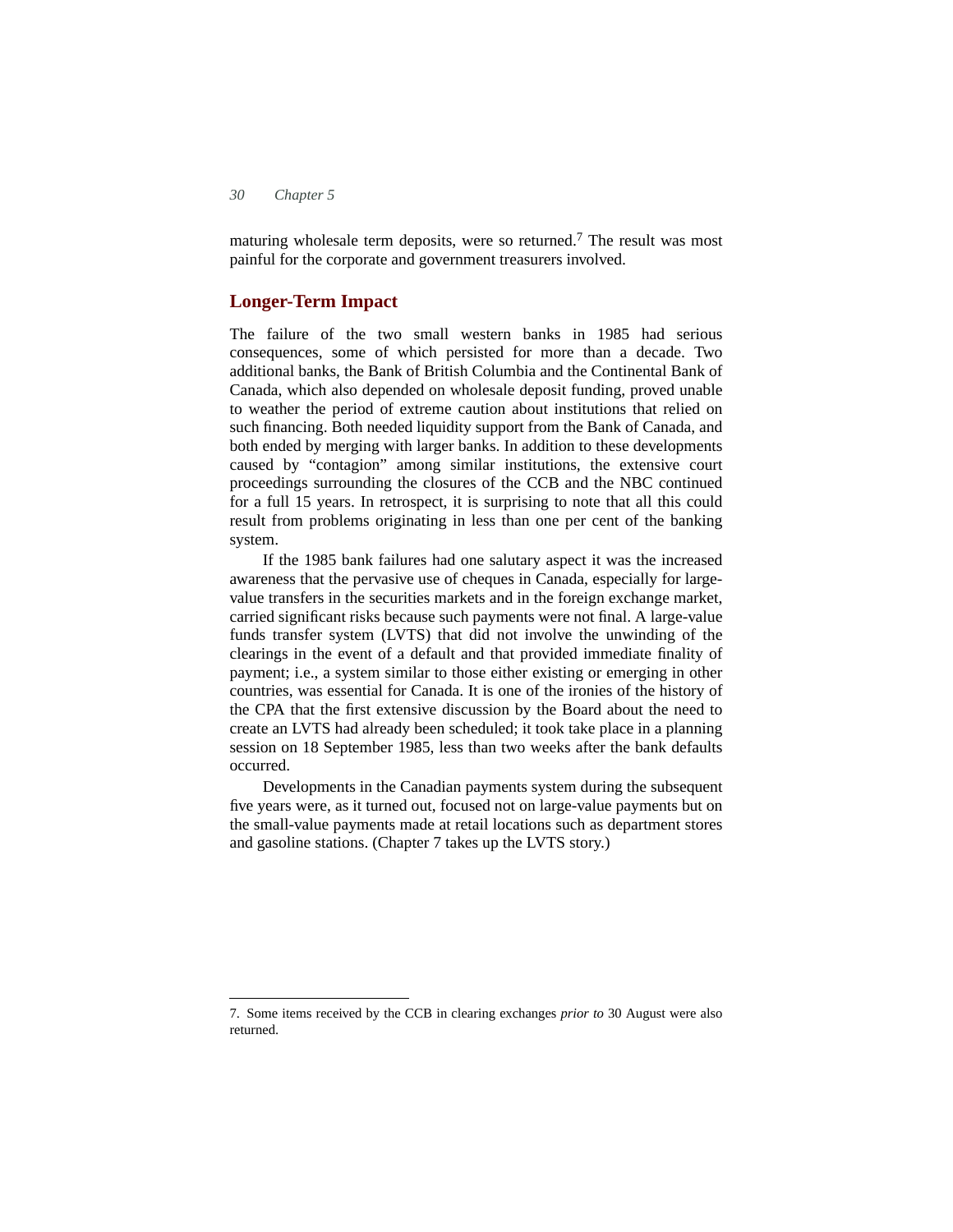maturing wholesale term deposits, were so returned.[7] The result was most painful for the corporate and government treasurers involved.

## Longer-Term Impact

The failure of the two small western banks in 1985 had serious consequences, some of which persisted for more than a decade. Two additional banks, the Bank of British Columbia and the Continental Bank of Canada, which also depended on wholesale deposit funding, proved unable to weather the period of extreme caution about institutions that relied on such financing. Both needed liquidity support from the Bank of Canada, and both ended by merging with larger banks. In addition to these developments caused by "contagion" among similar institutions, the extensive court proceedings surrounding the closures of the CCB and the NBC continued for a full 15 years. In retrospect, it is surprising to note that all this could result from problems originating in less than one per cent of the banking system.

If the 1985 bank failures had one salutary aspect it was the increased awareness that the pervasive use of cheques in Canada, especially for large-value transfers in the securities markets and in the foreign exchange market, carried significant risks because such payments were not final. A large-value funds transfer system (LVTS) that did not involve the unwinding of the clearings in the event of a default and that provided immediate finality of payment; i.e., a system similar to those either existing or emerging in other countries, was essential for Canada. It is one of the ironies of the history of the CPA that the first extensive discussion by the Board about the need to create an LVTS had already been scheduled; it took take place in a planning session on 18 September 1985, less than two weeks after the bank defaults occurred.

Developments in the Canadian payments system during the subsequent five years were, as it turned out, focused not on large-value payments but on the small-value payments made at retail locations such as department stores and gasoline stations. (Chapter 7 takes up the LVTS story.)

---

7. Some items received by the CCB in clearing exchanges *prior to* 30 August were also returned.